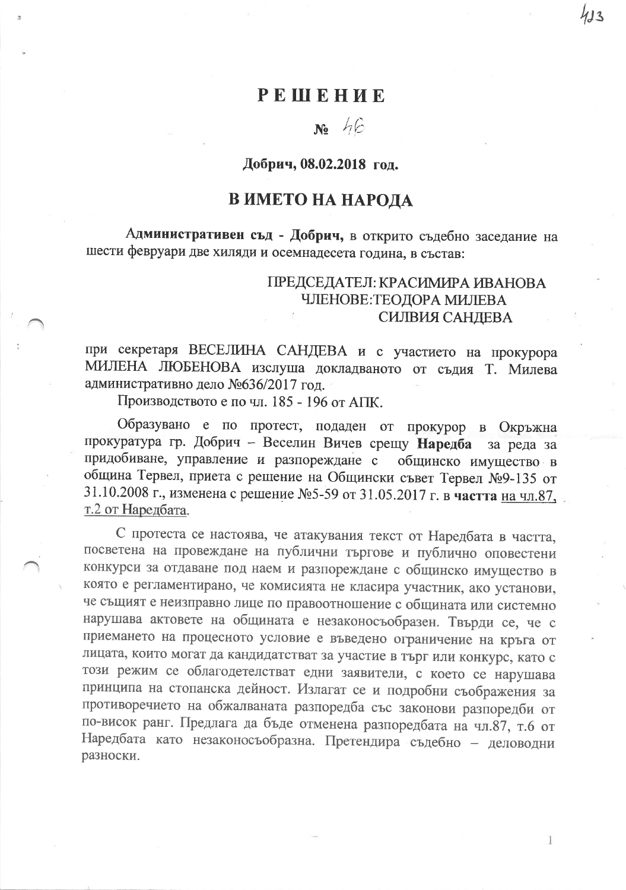# РЕШЕНИЕ

## № 46

**Добрич, 08.02.2018 год.**

## В ИМЕТО НА НАРОДА

**Административен съд - Добрич,** в открито съдебно заседание на шести февруари две хиляди и осемнадесета година, в състав:

ПРЕДСЕДАТЕЛ: КРАСИМИРА ИВАНОВА
ЧЛЕНОВЕ: ТЕОДОРА МИЛЕВА
СИЛВИЯ САНДЕВА

при секретаря ВЕСЕЛИНА САНДЕВА и с участието на прокурора МИЛЕНА ЛЮБЕНОВА изслуша докладваното от съдия Т. Милева административно дело №636/2017 год.

Производството е по чл. 185 - 196 от АПК.

Образувано е по протест, подаден от прокурор в Окръжна прокуратура гр. Добрич – Веселин Вичев срещу **Наредба** за реда за придобиване, управление и разпореждане с общинско имущество в община Тервел, приета с решение на Общински съвет Тервел №9-135 от 31.10.2008 г., изменена с решение №5-59 от 31.05.2017 г. в **частта** на чл.87, т.2 от Наредбата.

С протеста се настоява, че атакувания текст от Наредбата в частта, посветена на провеждане на публични търгове и публично оповестени конкурси за отдаване под наем и разпореждане с общинско имущество в която е регламентирано, че комисията не класира участник, ако установи, че същият е неизправно лице по правоотношение с общината или системно нарушава актовете на общината е незаконосъобразен. Твърди се, че с приемането на процесното условие е въведено ограничение на кръга от лицата, които могат да кандидатстват за участие в търг или конкурс, като с този режим се облагодетелстват едни заявители, с което се нарушава принципа на стопанска дейност. Излагат се и подробни съображения за противоречието на обжалваната разпоредба със законови разпоредби от по-висок ранг. Предлага да бъде отменена разпоредбата на чл.87, т.6 от Наредбата като незаконосъобразна. Претендира съдебно – деловодни разноски.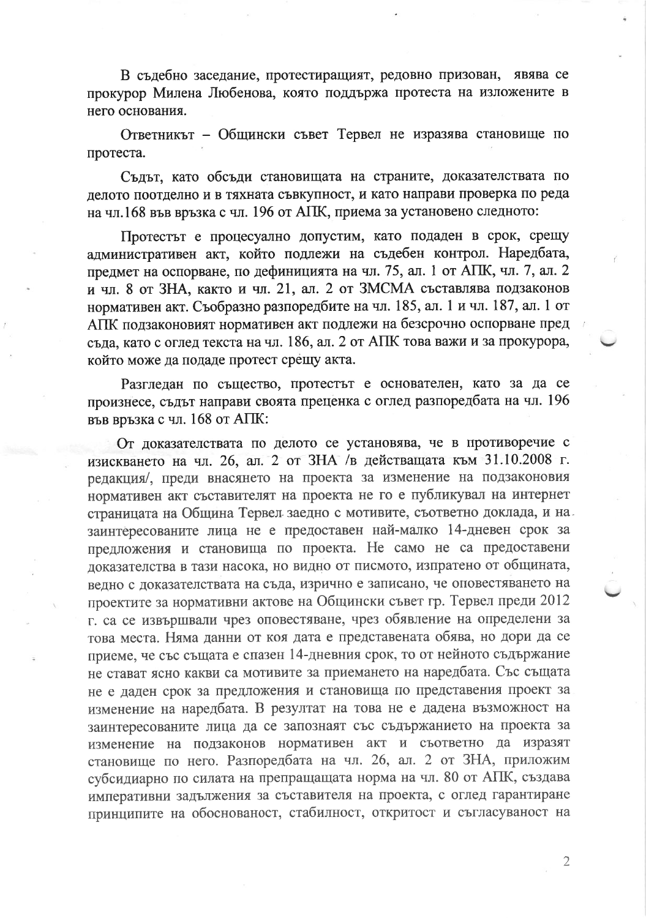В съдебно заседание, протестиращият, редовно призован, явява се прокурор Милена Любенова, която поддържа протеста на изложените в него основания.

Ответникът – Общински съвет Тервел не изразява становище по протеста.

Съдът, като обсъди становищата на страните, доказателствата по делото поотделно и в тяхната съвкупност, и като направи проверка по реда на чл.168 във връзка с чл. 196 от АПК, приема за установено следното:

Протестът е процесуално допустим, като подаден в срок, срещу административен акт, който подлежи на съдебен контрол. Наредбата, предмет на оспорване, по дефиницията на чл. 75, ал. 1 от АПК, чл. 7, ал. 2 и чл. 8 от ЗНА, както и чл. 21, ал. 2 от ЗМСМА съставлява подзаконов нормативен акт. Съобразно разпоредбите на чл. 185, ал. 1 и чл. 187, ал. 1 от АПК подзаконовият нормативен акт подлежи на безсрочно оспорване пред съда, като с оглед текста на чл. 186, ал. 2 от АПК това важи и за прокурора, който може да подаде протест срещу акта.

Разгледан по същество, протестът е основателен, като за да се произнесе, съдът направи своята преценка с оглед разпоредбата на чл. 196 във връзка с чл. 168 от АПК:

От доказателствата по делото се установява, че в противоречие с изискването на чл. 26, ал. 2 от ЗНА /в действащата към 31.10.2008 г. редакция/, преди внасянето на проекта за изменение на подзаконовия нормативен акт съставителят на проекта не го е публикувал на интернет страницата на Община Тервел заедно с мотивите, съответно доклада, и на заинтересованите лица не е предоставен най-малко 14-дневен срок за предложения и становища по проекта. Не само не са предоставени доказателства в тази насока, но видно от писмото, изпратено от общината, ведно с доказателствата на съда, изрично е записано, че оповестяването на проектите за нормативни актове на Общински съвет гр. Тервел преди 2012 г. са се извършвали чрез оповестяване, чрез обявление на определени за това места. Няма данни от коя дата е представената обява, но дори да се приеме, че със същата е спазен 14-дневния срок, то от нейното съдържание не стават ясно какви са мотивите за приемането на наредбата. Със същата не е даден срок за предложения и становища по представения проект за изменение на наредбата. В резултат на това не е дадена възможност на заинтересованите лица да се запознаят със съдържанието на проекта за изменение на подзаконов нормативен акт и съответно да изразят становище по него. Разпоредбата на чл. 26, ал. 2 от ЗНА, приложим субсидиарно по силата на препращащата норма на чл. 80 от АПК, създава императивни задължения за съставителя на проекта, с оглед гарантиране принципите на обоснованост, стабилност, откритост и съгласуваност на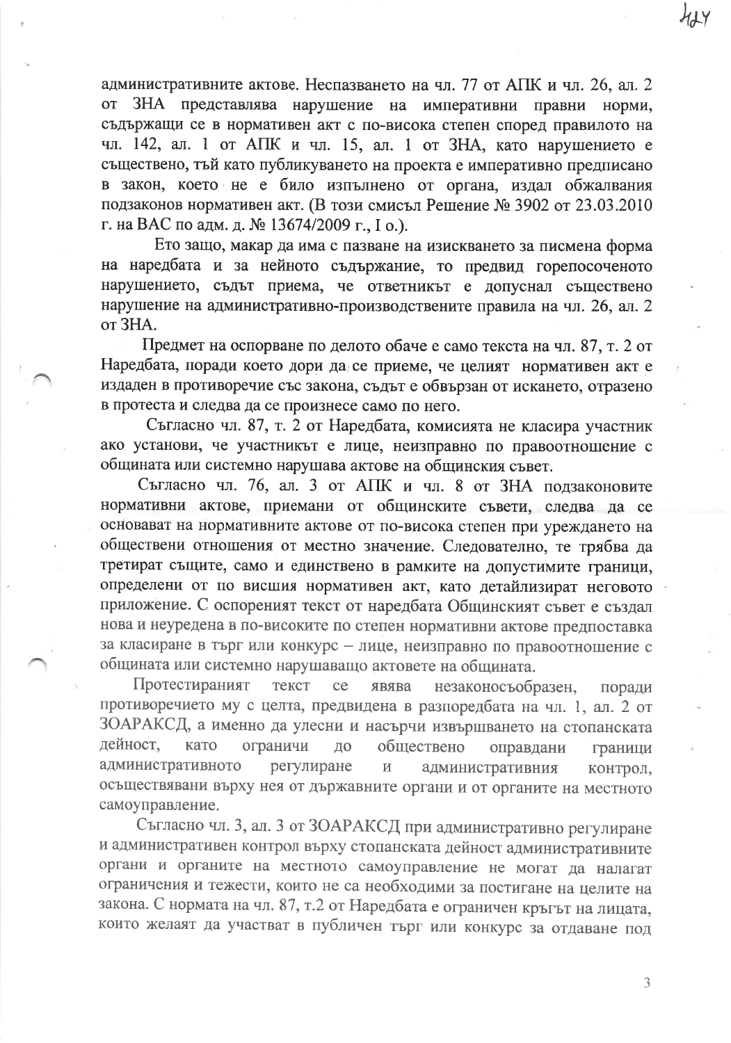административните актове. Неспазването на чл. 77 от АПК и чл. 26, ал. 2 от ЗНА представлява нарушение на императивни правни норми, съдържащи се в нормативен акт с по-висока степен според правилото на чл. 142, ал. 1 от АПК и чл. 15, ал. 1 от ЗНА, като нарушението е съществено, тъй като публикуването на проекта е императивно предписано в закон, което не е било изпълнено от органа, издал обжалвания подзаконов нормативен акт. (В този смисъл Решение № 3902 от 23.03.2010 г. на ВАС по адм. д. № 13674/2009 г., I о.).

Ето защо, макар да има с пазване на изискването за писмена форма на наредбата и за нейното съдържание, то предвид горепосоченото нарушението, съдът приема, че ответникът е допуснал съществено нарушение на административно-производствените правила на чл. 26, ал. 2 от ЗНА.

Предмет на оспорване по делото обаче е само текста на чл. 87, т. 2 от Наредбата, поради което дори да се приеме, че целият нормативен акт е издаден в противоречие със закона, съдът е обвързан от искането, отразено в протеста и следва да се произнесе само по него.

Съгласно чл. 87, т. 2 от Наредбата, комисията не класира участник ако установи, че участникът е лице, неизправно по правоотношение с общината или системно нарушава актове на общинския съвет.

Съгласно чл. 76, ал. 3 от АПК и чл. 8 от ЗНА подзаконовите нормативни актове, приемани от общинските съвети, следва да се основават на нормативните актове от по-висока степен при уреждането на обществени отношения от местно значение. Следователно, те трябва да третират същите, само и единствено в рамките на допустимите граници, определени от по висшия нормативен акт, като детайлизират неговото приложение. С оспореният текст от наредбата Общинският съвет е създал нова и неуредена в по-високите по степен нормативни актове предпоставка за класиране в търг или конкурс – лице, неизправно по правоотношение с общината или системно нарушаващо актовете на общината.

Протестираният текст се явява незаконосъобразен, поради противоречието му с целта, предвидена в разпоредбата на чл. 1, ал. 2 от ЗОАРАКСД, а именно да улесни и насърчи извършването на стопанската дейност, като ограничи до обществено оправдани граници административното регулиране и административния контрол, осъществявани върху нея от държавните органи и от органите на местното самоуправление.

Съгласно чл. 3, ал. 3 от ЗОАРАКСД при административно регулиране и административен контрол върху стопанската дейност административните органи и органите на местното самоуправление не могат да налагат ограничения и тежести, които не са необходими за постигане на целите на закона. С нормата на чл. 87, т.2 от Наредбата е ограничен кръгът на лицата, които желаят да участват в публичен търг или конкурс за отдаване под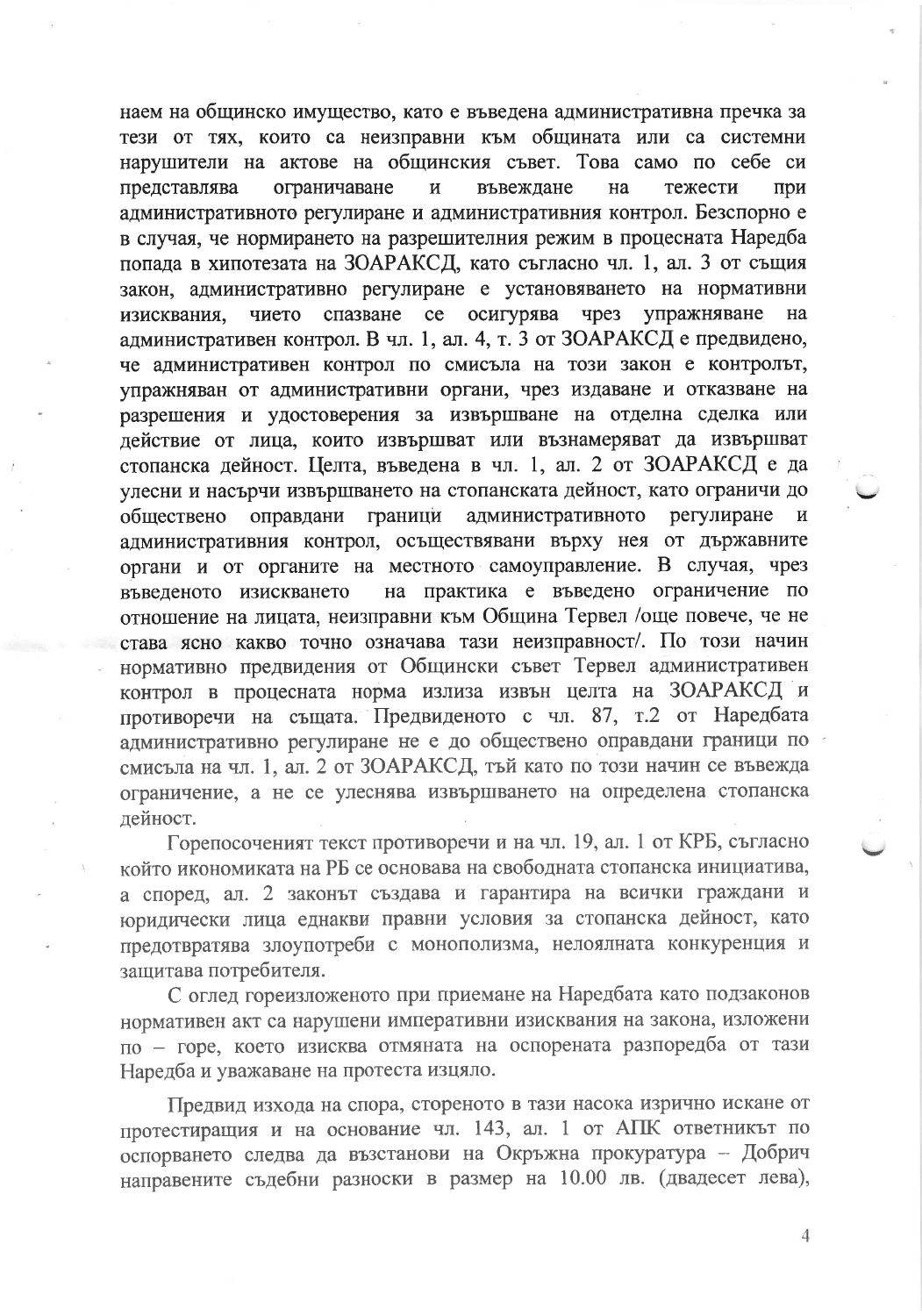наем на общинско имущество, като е въведена административна пречка за тези от тях, които са неизправни към общината или са системни нарушители на актове на общинския съвет. Това само по себе си представлява ограничаване и въвеждане на тежести при административното регулиране и административния контрол. Безспорно е в случая, че нормирането на разрешителния режим в процесната Наредба попада в хипотезата на ЗОАРАКСД, като съгласно чл. 1, ал. 3 от същия закон, административно регулиране е установяването на нормативни изисквания, чието спазване се осигурява чрез упражняване на административен контрол. В чл. 1, ал. 4, т. 3 от ЗОАРАКСД е предвидено, че административен контрол по смисъла на този закон е контролът, упражняван от административни органи, чрез издаване и отказване на разрешения и удостоверения за извършване на отделна сделка или действие от лица, които извършват или възнамеряват да извършват стопанска дейност. Целта, въведена в чл. 1, ал. 2 от ЗОАРАКСД е да улесни и насърчи извършването на стопанската дейност, като ограничи до обществено оправдани граници административното регулиране и административния контрол, осъществявани върху нея от държавните органи и от органите на местното самоуправление. В случая, чрез въведеното изискването на практика е въведено ограничение по отношение на лицата, неизправни към Община Тервел /още повече, че не става ясно какво точно означава тази неизправност/. По този начин нормативно предвидения от Общински съвет Тервел административен контрол в процесната норма излиза извън целта на ЗОАРАКСД и противоречи на същата. Предвиденото с чл. 87, т.2 от Наредбата административно регулиране не е до обществено оправдани граници по смисъла на чл. 1, ал. 2 от ЗОАРАКСД, тъй като по този начин се въвежда ограничение, а не се улеснява извършването на определена стопанска дейност.

Горепосоченият текст противоречи и на чл. 19, ал. 1 от КРБ, съгласно който икономиката на РБ се основава на свободната стопанска инициатива, а според, ал. 2 законът създава и гарантира на всички граждани и юридически лица еднакви правни условия за стопанска дейност, като предотвратява злоупотреби с монополизма, нелоялната конкуренция и защитава потребителя.

С оглед гореизложеното при приемане на Наредбата като подзаконов нормативен акт са нарушени императивни изисквания на закона, изложени по – горе, което изисква отмяната на оспорената разпоредба от тази Наредба и уважаване на протеста изцяло.

Предвид изхода на спора, стореното в тази насока изрично искане от протестиращия и на основание чл. 143, ал. 1 от АПК ответникът по оспорването следва да възстанови на Окръжна прокуратура – Добрич направените съдебни разноски в размер на 10.00 лв. (двадесет лева),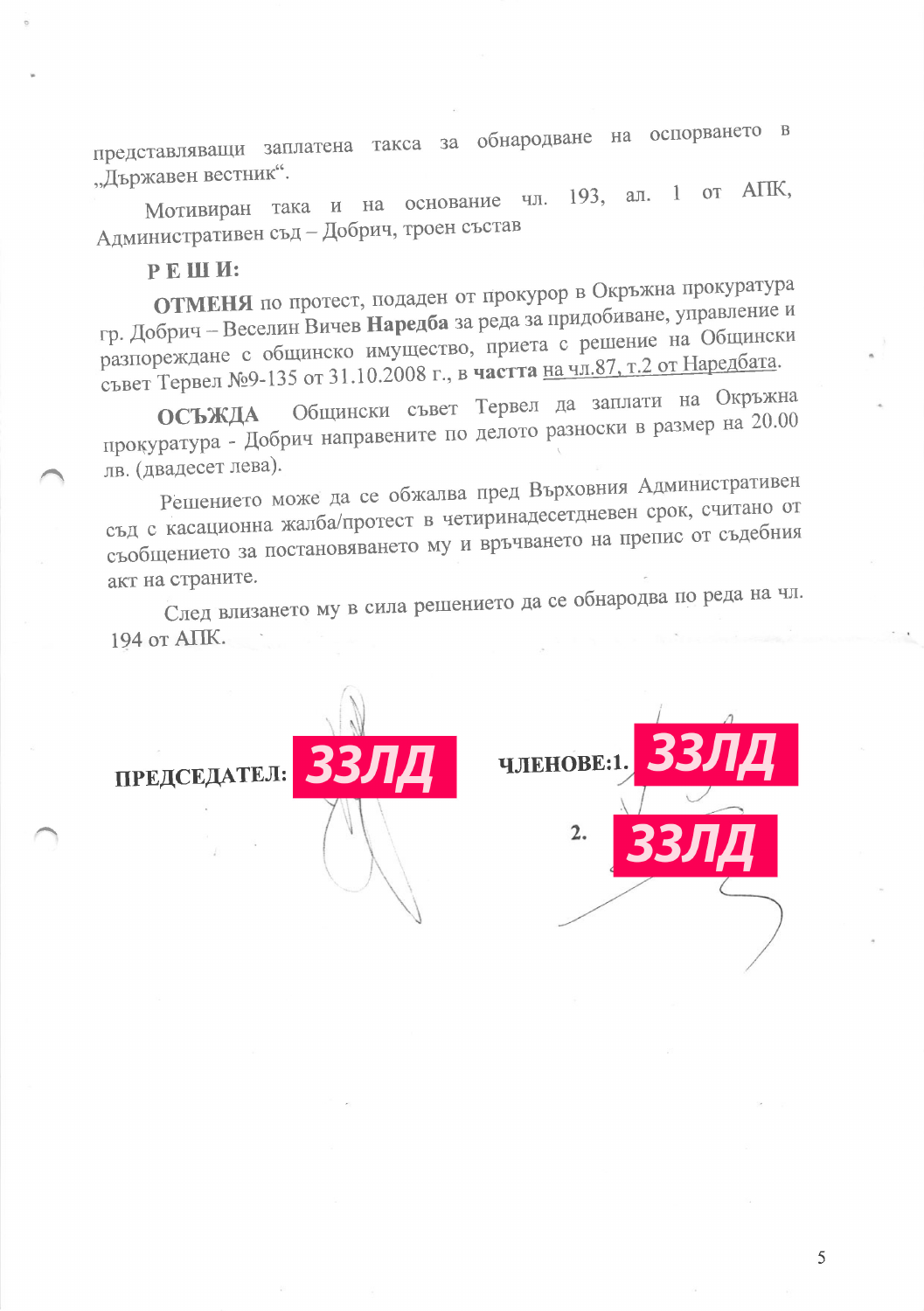представляващи заплатена такса за обнародване на оспорването в „Държавен вестник“.

Мотивиран така и на основание чл. 193, ал. 1 от АПК, Административен съд – Добрич, троен състав

**Р Е Ш И:**

**ОТМЕНЯ** по протест, подаден от прокурор в Окръжна прокуратура гр. Добрич – Веселин Вичев **Наредба** за реда за придобиване, управление и разпореждане с общинско имущество, приета с решение на Общински съвет Тервел №9-135 от 31.10.2008 г., в **частта** на чл.87, т.2 от Наредбата.

**ОСЪЖДА** Общински съвет Тервел да заплати на Окръжна прокуратура - Добрич направените по делото разноски в размер на 20.00 лв. (двадесет лева).

Решението може да се обжалва пред Върховния Административен съд с касационна жалба/протест в четиринадесетдневен срок, считано от съобщението за постановяването му и връчването на препис от съдебния акт на страните.

След влизането му в сила решението да се обнародва по реда на чл. 194 от АПК.

**ПРЕДСЕДАТЕЛ:** ЗЗЛД

**ЧЛЕНОВЕ:1.** ЗЗЛД

**2.** ЗЗЛД